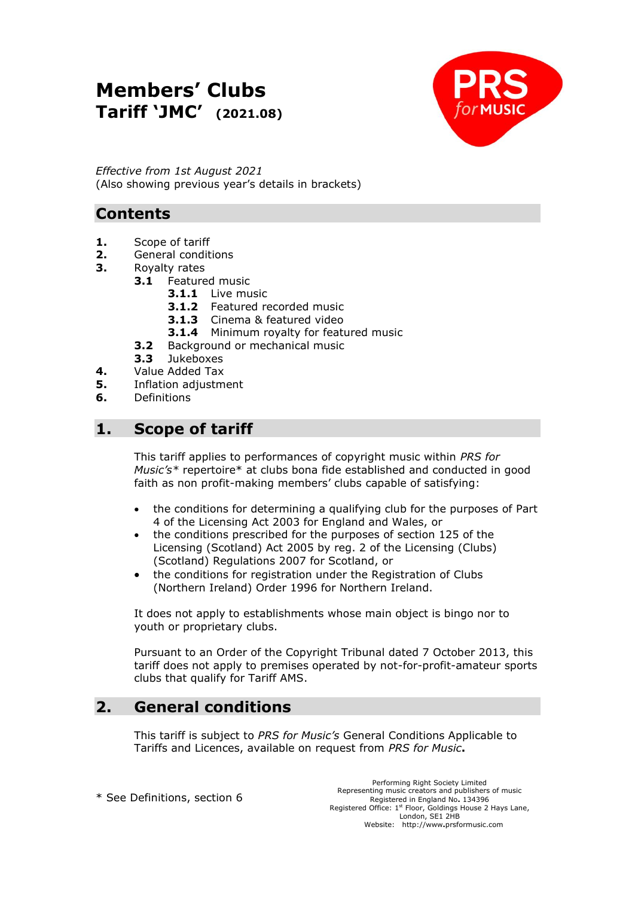# Members' Clubs
## Tariff 'JMC' (2021.08)

*Effective from 1st August 2021*
(Also showing previous year's details in brackets)

## Contents

**1.** Scope of tariff
**2.** General conditions
**3.** Royalty rates
- **3.1** Featured music
  - **3.1.1** Live music
  - **3.1.2** Featured recorded music
  - **3.1.3** Cinema & featured video
  - **3.1.4** Minimum royalty for featured music
- **3.2** Background or mechanical music
- **3.3** Jukeboxes

**4.** Value Added Tax
**5.** Inflation adjustment
**6.** Definitions

## 1. Scope of tariff

This tariff applies to performances of copyright music within *PRS for Music's** repertoire* at clubs bona fide established and conducted in good faith as non profit-making members' clubs capable of satisfying:

- the conditions for determining a qualifying club for the purposes of Part 4 of the Licensing Act 2003 for England and Wales, or
- the conditions prescribed for the purposes of section 125 of the Licensing (Scotland) Act 2005 by reg. 2 of the Licensing (Clubs) (Scotland) Regulations 2007 for Scotland, or
- the conditions for registration under the Registration of Clubs (Northern Ireland) Order 1996 for Northern Ireland.

It does not apply to establishments whose main object is bingo nor to youth or proprietary clubs.

Pursuant to an Order of the Copyright Tribunal dated 7 October 2013, this tariff does not apply to premises operated by not-for-profit-amateur sports clubs that qualify for Tariff AMS.

## 2. General conditions

This tariff is subject to *PRS for Music's* General Conditions Applicable to Tariffs and Licences, available on request from *PRS for Music***.**

\* See Definitions, section 6

Performing Right Society Limited
Representing music creators and publishers of music
Registered in England No. 134396
Registered Office: 1st Floor, Goldings House 2 Hays Lane, London, SE1 2HB
Website: http://www.prsformusic.com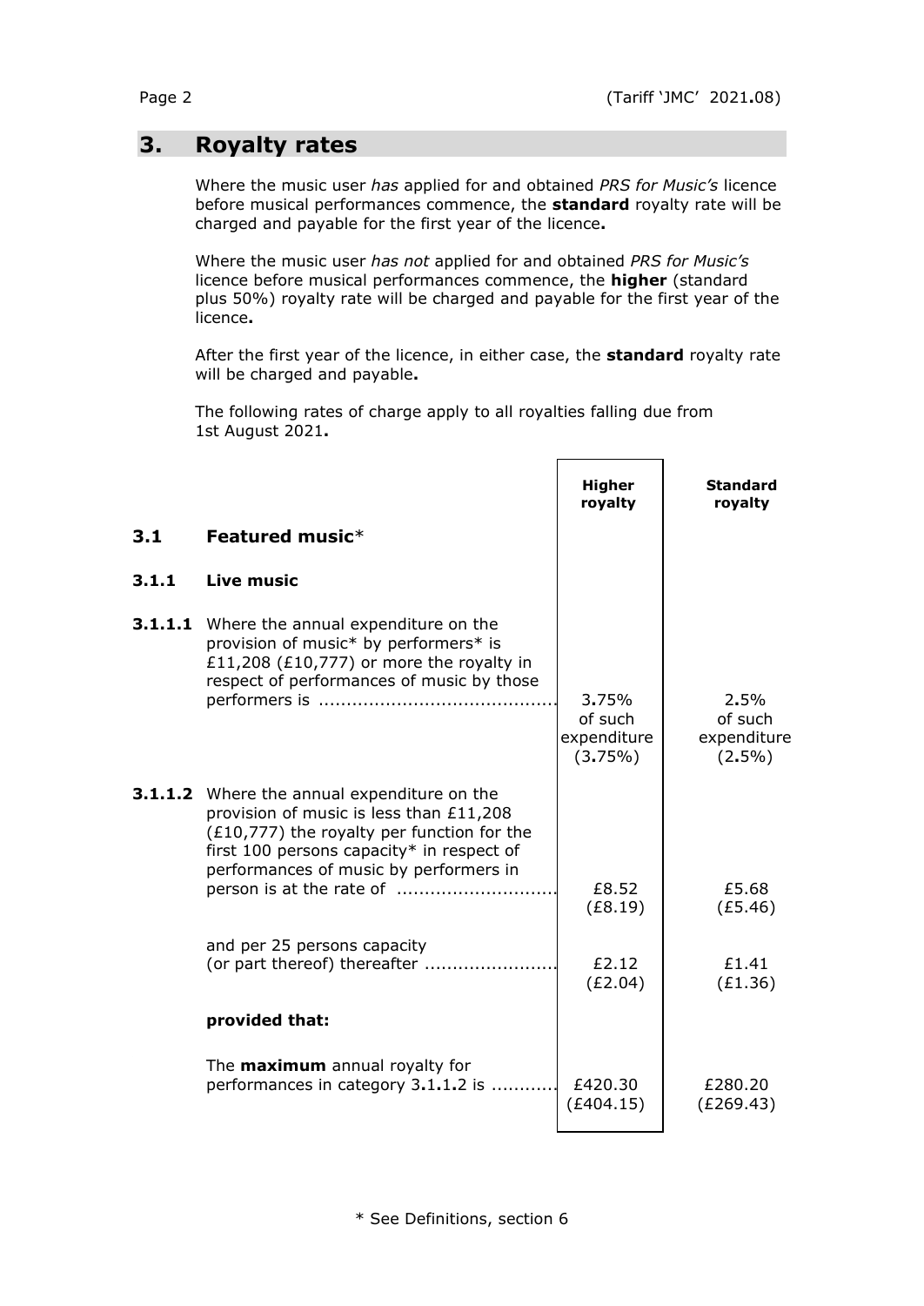## 3. Royalty rates

Where the music user *has* applied for and obtained *PRS for Music's* licence before musical performances commence, the **standard** royalty rate will be charged and payable for the first year of the licence**.**

Where the music user *has not* applied for and obtained *PRS for Music's* licence before musical performances commence, the **higher** (standard plus 50%) royalty rate will be charged and payable for the first year of the licence**.**

After the first year of the licence, in either case, the **standard** royalty rate will be charged and payable**.**

The following rates of charge apply to all royalties falling due from 1st August 2021**.**

| | | Higher royalty | Standard royalty |
|---|---|---|---|
| **3.1** | **Featured music*** | | |
| **3.1.1** | **Live music** | | |
| **3.1.1.1** | Where the annual expenditure on the provision of music* by performers* is £11,208 (£10,777) or more the royalty in respect of performances of music by those performers is ........................................... | 3**.**75% of such expenditure (3**.**75%) | 2**.**5% of such expenditure (2**.**5%) |
| **3.1.1.2** | Where the annual expenditure on the provision of music is less than £11,208 (£10,777) the royalty per function for the first 100 persons capacity* in respect of performances of music by performers in person is at the rate of ............................ | £8.52 (£8.19) | £5.68 (£5.46) |
| | and per 25 persons capacity (or part thereof) thereafter ....................... | £2.12 (£2.04) | £1.41 (£1.36) |
| | **provided that:** | | |
| | The **maximum** annual royalty for performances in category 3**.**1**.**1**.**2 is ........... | £420.30 (£404.15) | £280.20 (£269.43) |

\* See Definitions, section 6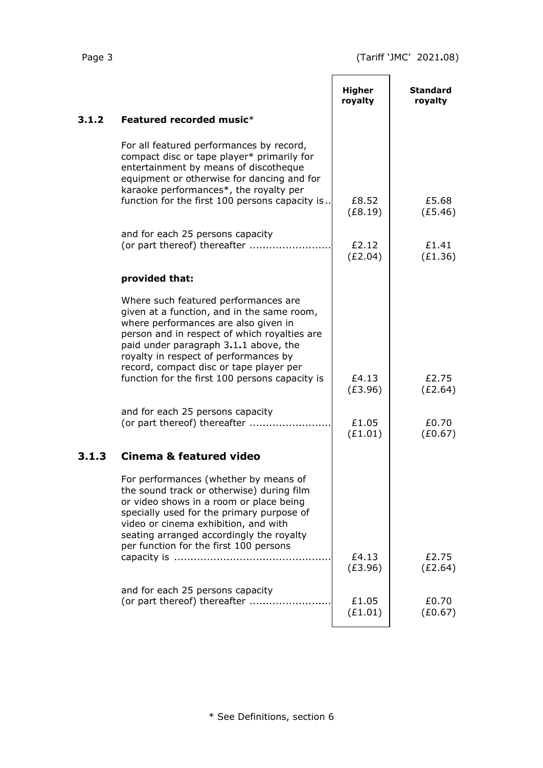| | | Higher royalty | Standard royalty |
|---|---|---|---|
| **3.1.2** | **Featured recorded music*** | | |
| | For all featured performances by record, compact disc or tape player* primarily for entertainment by means of discotheque equipment or otherwise for dancing and for karaoke performances*, the royalty per function for the first 100 persons capacity is.. | £8.52 (£8.19) | £5.68 (£5.46) |
| | and for each 25 persons capacity (or part thereof) thereafter ........................ | £2.12 (£2.04) | £1.41 (£1.36) |
| | **provided that:** | | |
| | Where such featured performances are given at a function, and in the same room, where performances are also given in person and in respect of which royalties are paid under paragraph 3.1.1 above, the royalty in respect of performances by record, compact disc or tape player per function for the first 100 persons capacity is | £4.13 (£3.96) | £2.75 (£2.64) |
| | and for each 25 persons capacity (or part thereof) thereafter ........................ | £1.05 (£1.01) | £0.70 (£0.67) |
| **3.1.3** | **Cinema & featured video** | | |
| | For performances (whether by means of the sound track or otherwise) during film or video shows in a room or place being specially used for the primary purpose of video or cinema exhibition, and with seating arranged accordingly the royalty per function for the first 100 persons capacity is ............................................... | £4.13 (£3.96) | £2.75 (£2.64) |
| | and for each 25 persons capacity (or part thereof) thereafter ........................ | £1.05 (£1.01) | £0.70 (£0.67) |

* See Definitions, section 6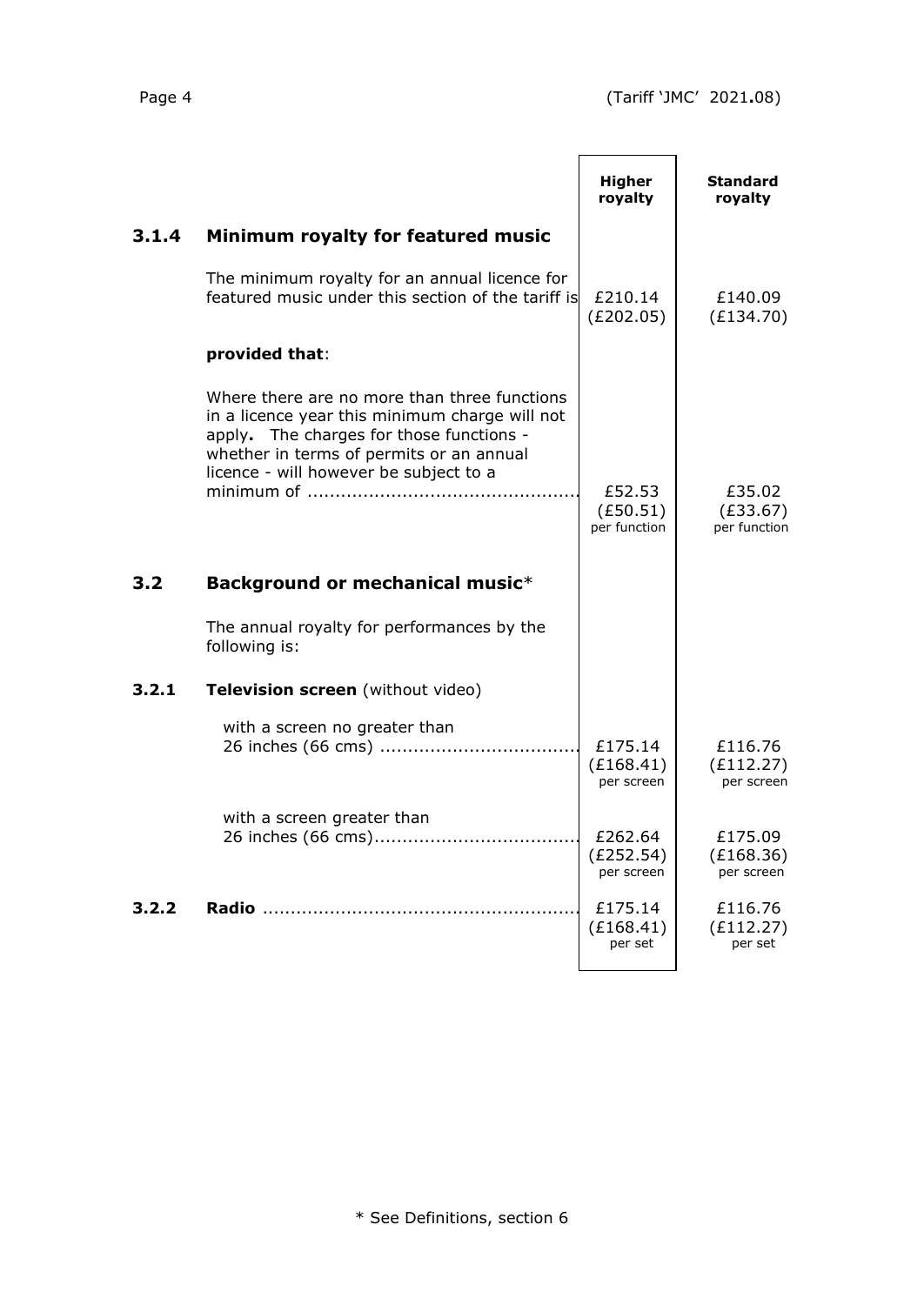| | | Higher royalty | Standard royalty |
|---|---|---|---|
| **3.1.4** | **Minimum royalty for featured music** | | |
| | The minimum royalty for an annual licence for featured music under this section of the tariff is | £210.14 (£202.05) | £140.09 (£134.70) |
| | **provided that**: | | |
| | Where there are no more than three functions in a licence year this minimum charge will not apply**.** The charges for those functions - whether in terms of permits or an annual licence - will however be subject to a minimum of ................................................ | £52.53 (£50.51) per function | £35.02 (£33.67) per function |
| **3.2** | **Background or mechanical music*** | | |
| | The annual royalty for performances by the following is: | | |
| **3.2.1** | **Television screen** (without video) | | |
| | with a screen no greater than 26 inches (66 cms) ................................... | £175.14 (£168.41) per screen | £116.76 (£112.27) per screen |
| | with a screen greater than 26 inches (66 cms).................................... | £262.64 (£252.54) per screen | £175.09 (£168.36) per screen |
| **3.2.2** | **Radio** ........................................................ | £175.14 (£168.41) per set | £116.76 (£112.27) per set |

* See Definitions, section 6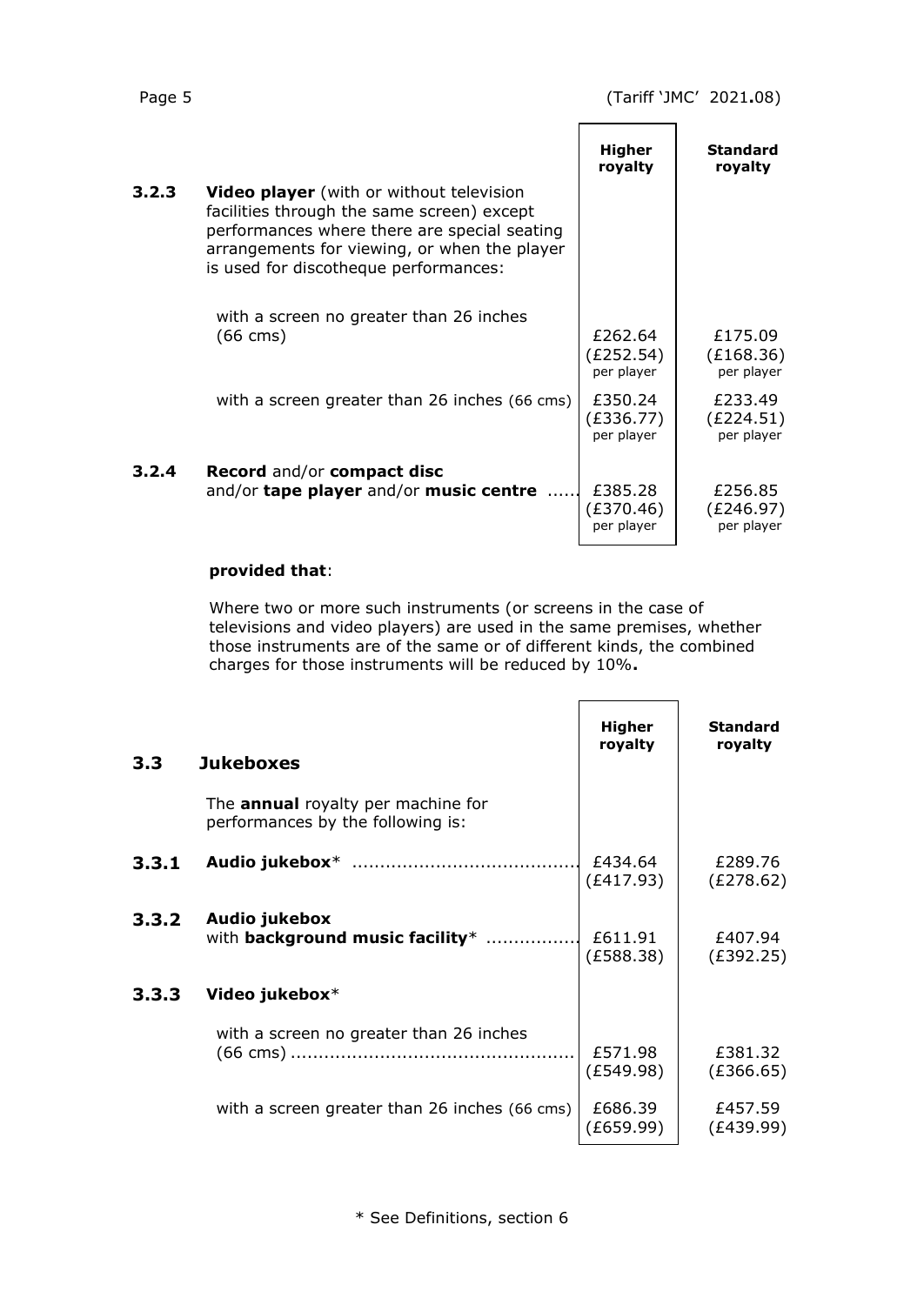| | | Higher royalty | Standard royalty |
|---|---|---|---|
| **3.2.3** | **Video player** (with or without television facilities through the same screen) except performances where there are special seating arrangements for viewing, or when the player is used for discotheque performances: | | |
| | with a screen no greater than 26 inches (66 cms) | £262.64 (£252.54) per player | £175.09 (£168.36) per player |
| | with a screen greater than 26 inches (66 cms) | £350.24 (£336.77) per player | £233.49 (£224.51) per player |
| **3.2.4** | **Record** and/or **compact disc** and/or **tape player** and/or **music centre** ...... | £385.28 (£370.46) per player | £256.85 (£246.97) per player |

**provided that**:

Where two or more such instruments (or screens in the case of televisions and video players) are used in the same premises, whether those instruments are of the same or of different kinds, the combined charges for those instruments will be reduced by 10%**.**

| | | Higher royalty | Standard royalty |
|---|---|---|---|
| **3.3** | **Jukeboxes** | | |
| | The **annual** royalty per machine for performances by the following is: | | |
| **3.3.1** | **Audio jukebox*** ........................................ | £434.64 (£417.93) | £289.76 (£278.62) |
| **3.3.2** | **Audio jukebox** with **background music facility*** ................ | £611.91 (£588.38) | £407.94 (£392.25) |
| **3.3.3** | **Video jukebox*** | | |
| | with a screen no greater than 26 inches (66 cms) .................................................. | £571.98 (£549.98) | £381.32 (£366.65) |
| | with a screen greater than 26 inches (66 cms) | £686.39 (£659.99) | £457.59 (£439.99) |

* See Definitions, section 6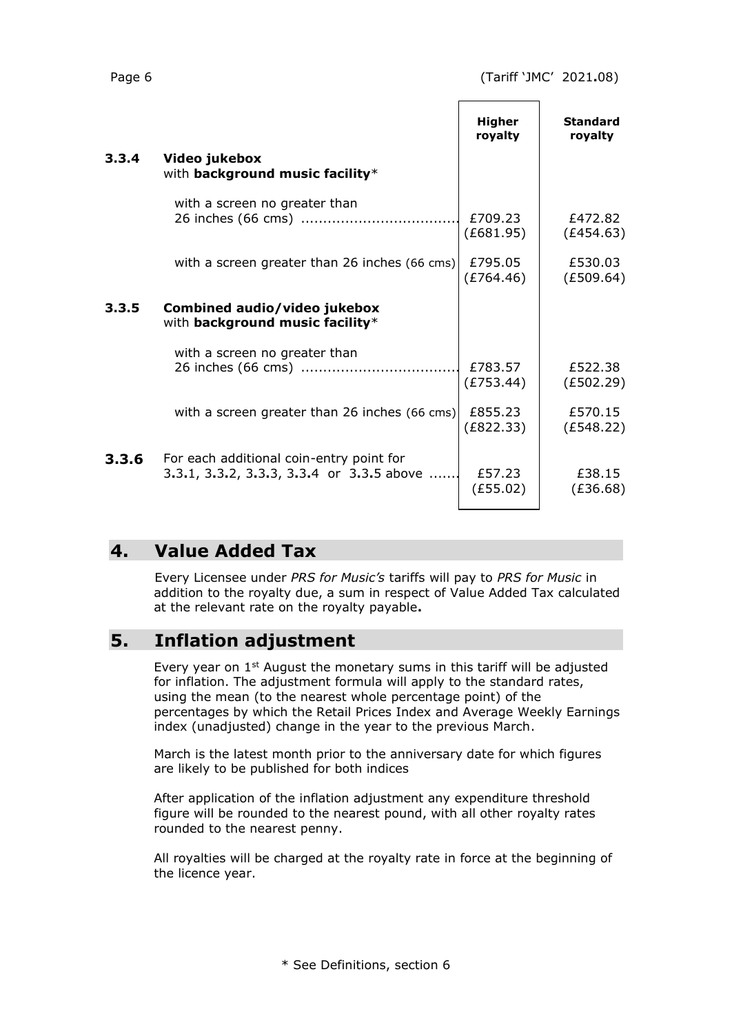| | | Higher royalty | Standard royalty |
|---|---|---|---|
| **3.3.4** | **Video jukebox** with **background music facility*** | | |
| | with a screen no greater than 26 inches (66 cms) ................................... | £709.23 (£681.95) | £472.82 (£454.63) |
| | with a screen greater than 26 inches (66 cms) | £795.05 (£764.46) | £530.03 (£509.64) |
| **3.3.5** | **Combined audio/video jukebox** with **background music facility*** | | |
| | with a screen no greater than 26 inches (66 cms) ................................... | £783.57 (£753.44) | £522.38 (£502.29) |
| | with a screen greater than 26 inches (66 cms) | £855.23 (£822.33) | £570.15 (£548.22) |
| **3.3.6** | For each additional coin-entry point for 3.3.1, 3.3.2, 3.3.3, 3.3.4 or 3.3.5 above ....... | £57.23 (£55.02) | £38.15 (£36.68) |

## 4. Value Added Tax

Every Licensee under *PRS for Music's* tariffs will pay to *PRS for Music* in addition to the royalty due, a sum in respect of Value Added Tax calculated at the relevant rate on the royalty payable**.**

## 5. Inflation adjustment

Every year on 1st August the monetary sums in this tariff will be adjusted for inflation. The adjustment formula will apply to the standard rates, using the mean (to the nearest whole percentage point) of the percentages by which the Retail Prices Index and Average Weekly Earnings index (unadjusted) change in the year to the previous March.

March is the latest month prior to the anniversary date for which figures are likely to be published for both indices

After application of the inflation adjustment any expenditure threshold figure will be rounded to the nearest pound, with all other royalty rates rounded to the nearest penny.

All royalties will be charged at the royalty rate in force at the beginning of the licence year.

\* See Definitions, section 6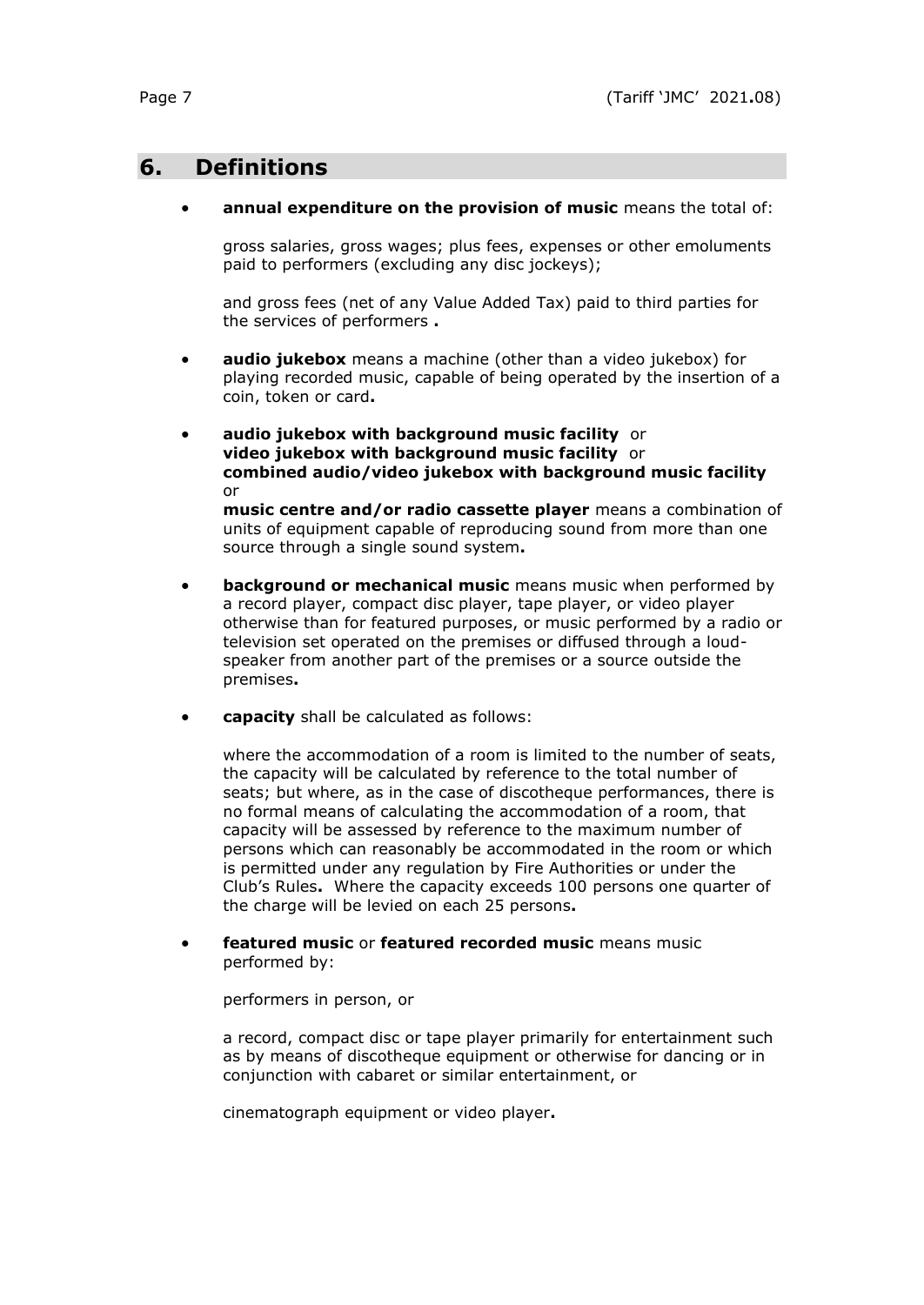## 6. Definitions

- **annual expenditure on the provision of music** means the total of:

  gross salaries, gross wages; plus fees, expenses or other emoluments paid to performers (excluding any disc jockeys);

  and gross fees (net of any Value Added Tax) paid to third parties for the services of performers **.**

- **audio jukebox** means a machine (other than a video jukebox) for playing recorded music, capable of being operated by the insertion of a coin, token or card**.**

- **audio jukebox with background music facility** or **video jukebox with background music facility** or **combined audio/video jukebox with background music facility** or **music centre and/or radio cassette player** means a combination of units of equipment capable of reproducing sound from more than one source through a single sound system**.**

- **background or mechanical music** means music when performed by a record player, compact disc player, tape player, or video player otherwise than for featured purposes, or music performed by a radio or television set operated on the premises or diffused through a loud-speaker from another part of the premises or a source outside the premises**.**

- **capacity** shall be calculated as follows:

  where the accommodation of a room is limited to the number of seats, the capacity will be calculated by reference to the total number of seats; but where, as in the case of discotheque performances, there is no formal means of calculating the accommodation of a room, that capacity will be assessed by reference to the maximum number of persons which can reasonably be accommodated in the room or which is permitted under any regulation by Fire Authorities or under the Club's Rules**.** Where the capacity exceeds 100 persons one quarter of the charge will be levied on each 25 persons**.**

- **featured music** or **featured recorded music** means music performed by:

  performers in person, or

  a record, compact disc or tape player primarily for entertainment such as by means of discotheque equipment or otherwise for dancing or in conjunction with cabaret or similar entertainment, or

  cinematograph equipment or video player**.**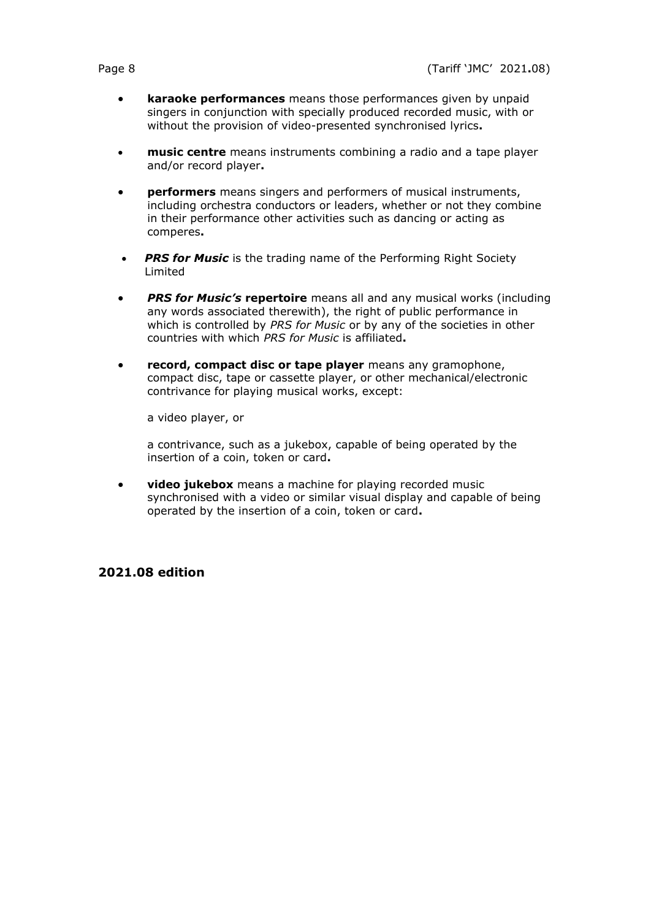- **karaoke performances** means those performances given by unpaid singers in conjunction with specially produced recorded music, with or without the provision of video-presented synchronised lyrics**.**

- **music centre** means instruments combining a radio and a tape player and/or record player**.**

- **performers** means singers and performers of musical instruments, including orchestra conductors or leaders, whether or not they combine in their performance other activities such as dancing or acting as comperes**.**

- ***PRS for Music*** is the trading name of the Performing Right Society Limited

- ***PRS for Music's*** **repertoire** means all and any musical works (including any words associated therewith), the right of public performance in which is controlled by *PRS for Music* or by any of the societies in other countries with which *PRS for Music* is affiliated**.**

- **record, compact disc or tape player** means any gramophone, compact disc, tape or cassette player, or other mechanical/electronic contrivance for playing musical works, except:

  a video player, or

  a contrivance, such as a jukebox, capable of being operated by the insertion of a coin, token or card**.**

- **video jukebox** means a machine for playing recorded music synchronised with a video or similar visual display and capable of being operated by the insertion of a coin, token or card**.**

**2021.08 edition**